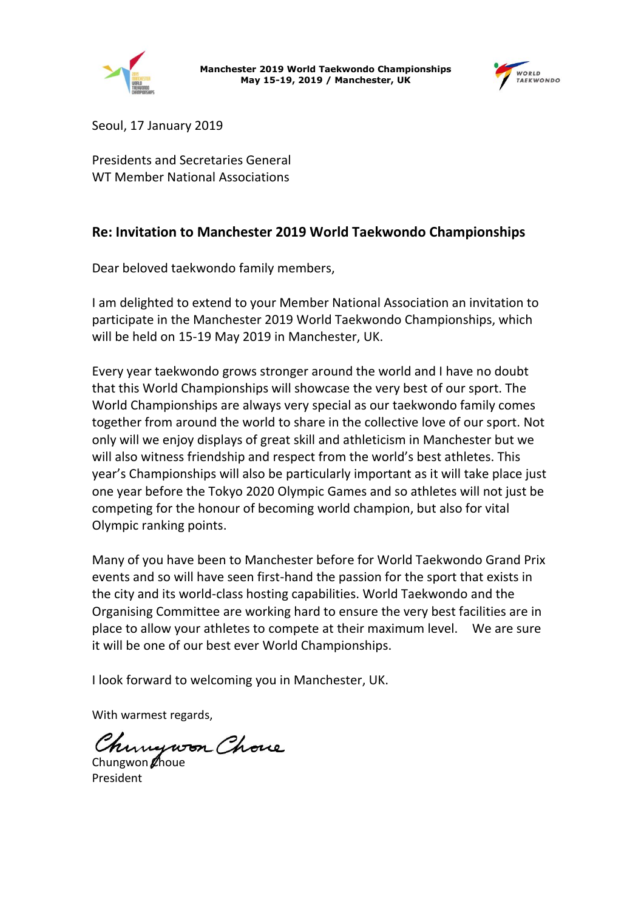**Manchester 2019 World Taekwondo Championships**
**May 15-19, 2019 / Manchester, UK**

Seoul, 17 January 2019

Presidents and Secretaries General
WT Member National Associations

## Re: Invitation to Manchester 2019 World Taekwondo Championships

Dear beloved taekwondo family members,

I am delighted to extend to your Member National Association an invitation to participate in the Manchester 2019 World Taekwondo Championships, which will be held on 15-19 May 2019 in Manchester, UK.

Every year taekwondo grows stronger around the world and I have no doubt that this World Championships will showcase the very best of our sport. The World Championships are always very special as our taekwondo family comes together from around the world to share in the collective love of our sport. Not only will we enjoy displays of great skill and athleticism in Manchester but we will also witness friendship and respect from the world's best athletes. This year's Championships will also be particularly important as it will take place just one year before the Tokyo 2020 Olympic Games and so athletes will not just be competing for the honour of becoming world champion, but also for vital Olympic ranking points.

Many of you have been to Manchester before for World Taekwondo Grand Prix events and so will have seen first-hand the passion for the sport that exists in the city and its world-class hosting capabilities. World Taekwondo and the Organising Committee are working hard to ensure the very best facilities are in place to allow your athletes to compete at their maximum level. We are sure it will be one of our best ever World Championships.

I look forward to welcoming you in Manchester, UK.

With warmest regards,

Chungwon Choue
President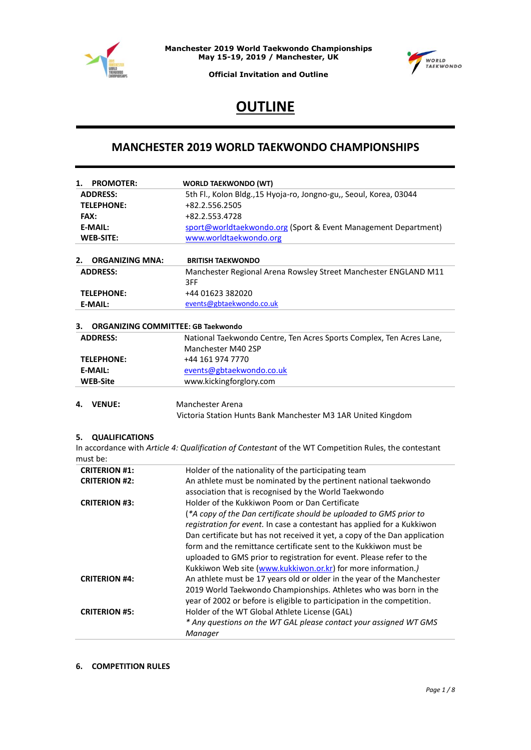# OUTLINE

## MANCHESTER 2019 WORLD TAEKWONDO CHAMPIONSHIPS

| | |
|---|---|
| **1. PROMOTER:** | **WORLD TAEKWONDO (WT)** |
| **ADDRESS:** | 5th Fl., Kolon Bldg.,15 Hyoja-ro, Jongno-gu,, Seoul, Korea, 03044 |
| **TELEPHONE:** | +82.2.556.2505 |
| **FAX:** | +82.2.553.4728 |
| **E-MAIL:** | sport@worldtaekwondo.org (Sport & Event Management Department) |
| **WEB-SITE:** | www.worldtaekwondo.org |

| | |
|---|---|
| **2. ORGANIZING MNA:** | **BRITISH TAEKWONDO** |
| **ADDRESS:** | Manchester Regional Arena Rowsley Street Manchester ENGLAND M11 3FF |
| **TELEPHONE:** | +44 01623 382020 |
| **E-MAIL:** | events@gbtaekwondo.co.uk |

| | |
|---|---|
| **3. ORGANIZING COMMITTEE: GB Taekwondo** | |
| **ADDRESS:** | National Taekwondo Centre, Ten Acres Sports Complex, Ten Acres Lane, Manchester M40 2SP |
| **TELEPHONE:** | +44 161 974 7770 |
| **E-MAIL:** | events@gbtaekwondo.co.uk |
| **WEB-Site** | www.kickingforglory.com |

**4. VENUE:** Manchester Arena
Victoria Station Hunts Bank Manchester M3 1AR United Kingdom

**5. QUALIFICATIONS**

In accordance with *Article 4: Qualification of Contestant* of the WT Competition Rules, the contestant must be:

| | |
|---|---|
| **CRITERION #1:** | Holder of the nationality of the participating team |
| **CRITERION #2:** | An athlete must be nominated by the pertinent national taekwondo association that is recognised by the World Taekwondo |
| **CRITERION #3:** | Holder of the Kukkiwon Poom or Dan Certificate (*\*A copy of the Dan certificate should be uploaded to GMS prior to registration for event.* In case a contestant has applied for a Kukkiwon Dan certificate but has not received it yet, a copy of the Dan application form and the remittance certificate sent to the Kukkiwon must be uploaded to GMS prior to registration for event. Please refer to the Kukkiwon Web site (www.kukkiwon.or.kr) for more information.*)* |
| **CRITERION #4:** | An athlete must be 17 years old or older in the year of the Manchester 2019 World Taekwondo Championships. Athletes who was born in the year of 2002 or before is eligible to participation in the competition. |
| **CRITERION #5:** | Holder of the WT Global Athlete License (GAL) *\* Any questions on the WT GAL please contact your assigned WT GMS Manager* |

**6. COMPETITION RULES**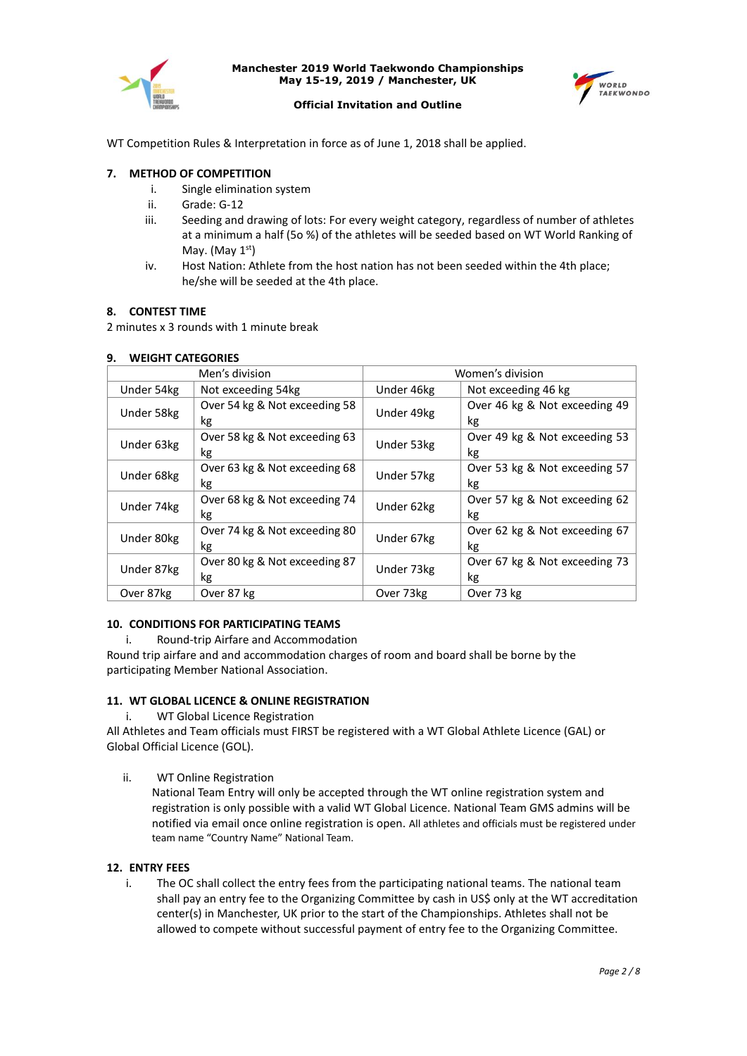WT Competition Rules & Interpretation in force as of June 1, 2018 shall be applied.

## 7. METHOD OF COMPETITION

i. Single elimination system

ii. Grade: G-12

iii. Seeding and drawing of lots: For every weight category, regardless of number of athletes at a minimum a half (5o %) of the athletes will be seeded based on WT World Ranking of May. (May 1st)

iv. Host Nation: Athlete from the host nation has not been seeded within the 4th place; he/she will be seeded at the 4th place.

## 8. CONTEST TIME

2 minutes x 3 rounds with 1 minute break

## 9. WEIGHT CATEGORIES

| Men's division | | Women's division | |
|---|---|---|---|
| Under 54kg | Not exceeding 54kg | Under 46kg | Not exceeding 46 kg |
| Under 58kg | Over 54 kg & Not exceeding 58 kg | Under 49kg | Over 46 kg & Not exceeding 49 kg |
| Under 63kg | Over 58 kg & Not exceeding 63 kg | Under 53kg | Over 49 kg & Not exceeding 53 kg |
| Under 68kg | Over 63 kg & Not exceeding 68 kg | Under 57kg | Over 53 kg & Not exceeding 57 kg |
| Under 74kg | Over 68 kg & Not exceeding 74 kg | Under 62kg | Over 57 kg & Not exceeding 62 kg |
| Under 80kg | Over 74 kg & Not exceeding 80 kg | Under 67kg | Over 62 kg & Not exceeding 67 kg |
| Under 87kg | Over 80 kg & Not exceeding 87 kg | Under 73kg | Over 67 kg & Not exceeding 73 kg |
| Over 87kg | Over 87 kg | Over 73kg | Over 73 kg |

## 10. CONDITIONS FOR PARTICIPATING TEAMS

i. Round-trip Airfare and Accommodation

Round trip airfare and and accommodation charges of room and board shall be borne by the participating Member National Association.

## 11. WT GLOBAL LICENCE & ONLINE REGISTRATION

i. WT Global Licence Registration

All Athletes and Team officials must FIRST be registered with a WT Global Athlete Licence (GAL) or Global Official Licence (GOL).

ii. WT Online Registration

National Team Entry will only be accepted through the WT online registration system and registration is only possible with a valid WT Global Licence. National Team GMS admins will be notified via email once online registration is open. All athletes and officials must be registered under team name "Country Name" National Team.

## 12. ENTRY FEES

i. The OC shall collect the entry fees from the participating national teams. The national team shall pay an entry fee to the Organizing Committee by cash in US$ only at the WT accreditation center(s) in Manchester, UK prior to the start of the Championships. Athletes shall not be allowed to compete without successful payment of entry fee to the Organizing Committee.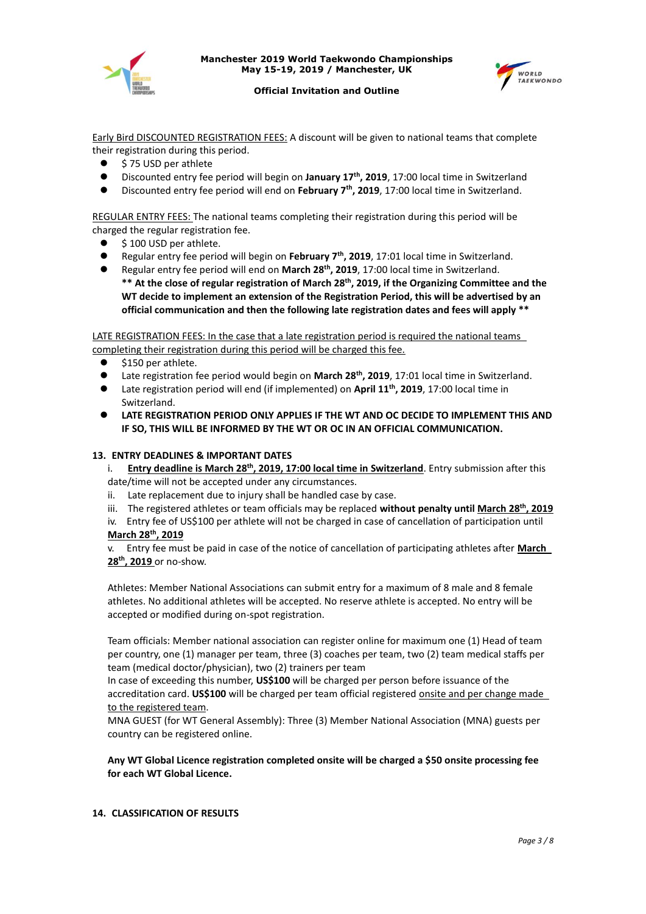Early Bird DISCOUNTED REGISTRATION FEES: A discount will be given to national teams that complete their registration during this period.

- $ 75 USD per athlete
- Discounted entry fee period will begin on **January 17th, 2019**, 17:00 local time in Switzerland
- Discounted entry fee period will end on **February 7th, 2019**, 17:00 local time in Switzerland.

REGULAR ENTRY FEES: The national teams completing their registration during this period will be charged the regular registration fee.

- $ 100 USD per athlete.
- Regular entry fee period will begin on **February 7th, 2019**, 17:01 local time in Switzerland.
- Regular entry fee period will end on **March 28th, 2019**, 17:00 local time in Switzerland.
  **** At the close of regular registration of March 28th, 2019, if the Organizing Committee and the WT decide to implement an extension of the Registration Period, this will be advertised by an official communication and then the following late registration dates and fees will apply ****

LATE REGISTRATION FEES: In the case that a late registration period is required the national teams completing their registration during this period will be charged this fee.

- $150 per athlete.
- Late registration fee period would begin on **March 28th, 2019**, 17:01 local time in Switzerland.
- Late registration period will end (if implemented) on **April 11th, 2019**, 17:00 local time in Switzerland.
- **LATE REGISTRATION PERIOD ONLY APPLIES IF THE WT AND OC DECIDE TO IMPLEMENT THIS AND IF SO, THIS WILL BE INFORMED BY THE WT OR OC IN AN OFFICIAL COMMUNICATION.**

## 13. ENTRY DEADLINES & IMPORTANT DATES

i. **Entry deadline is March 28th, 2019, 17:00 local time in Switzerland**. Entry submission after this date/time will not be accepted under any circumstances.

ii. Late replacement due to injury shall be handled case by case.

iii. The registered athletes or team officials may be replaced **without penalty until March 28th, 2019**

iv. Entry fee of US$100 per athlete will not be charged in case of cancellation of participation until **March 28th, 2019**

v. Entry fee must be paid in case of the notice of cancellation of participating athletes after **March 28th, 2019** or no-show.

Athletes: Member National Associations can submit entry for a maximum of 8 male and 8 female athletes. No additional athletes will be accepted. No reserve athlete is accepted. No entry will be accepted or modified during on-spot registration.

Team officials: Member national association can register online for maximum one (1) Head of team per country, one (1) manager per team, three (3) coaches per team, two (2) team medical staffs per team (medical doctor/physician), two (2) trainers per team
In case of exceeding this number, **US$100** will be charged per person before issuance of the accreditation card. **US$100** will be charged per team official registered onsite and per change made to the registered team.
MNA GUEST (for WT General Assembly): Three (3) Member National Association (MNA) guests per country can be registered online.

**Any WT Global Licence registration completed onsite will be charged a $50 onsite processing fee for each WT Global Licence.**

## 14. CLASSIFICATION OF RESULTS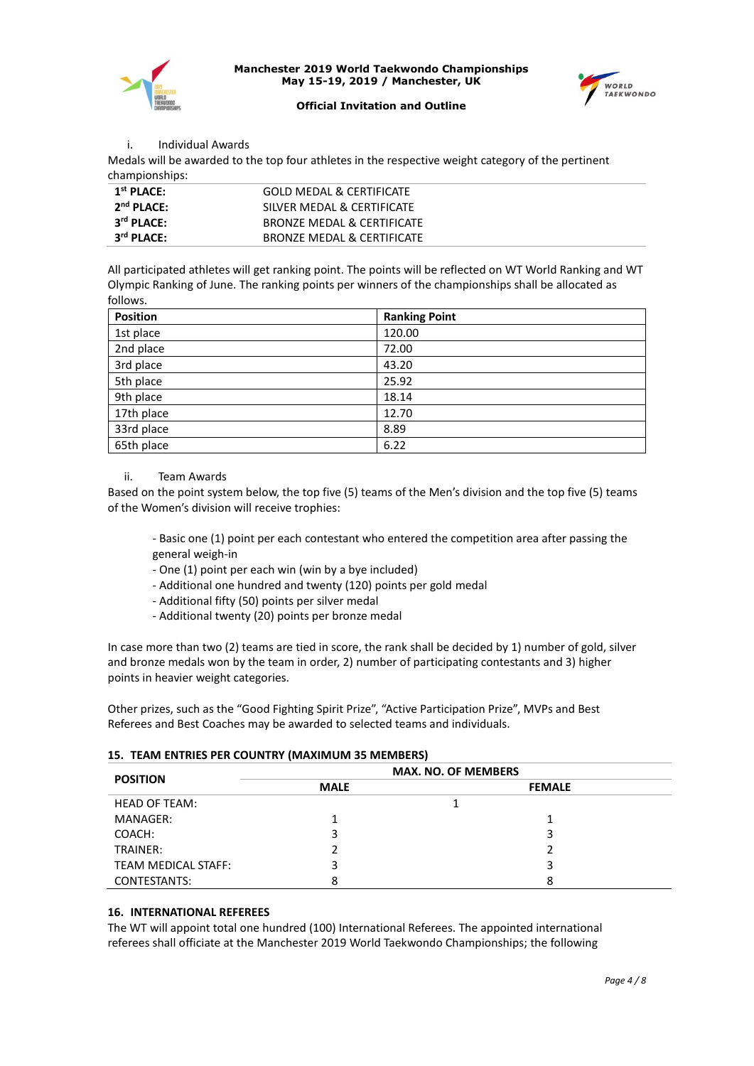i. Individual Awards

Medals will be awarded to the top four athletes in the respective weight category of the pertinent championships:

| | |
|---|---|
| **1st PLACE:** | GOLD MEDAL & CERTIFICATE |
| **2nd PLACE:** | SILVER MEDAL & CERTIFICATE |
| **3rd PLACE:** | BRONZE MEDAL & CERTIFICATE |
| **3rd PLACE:** | BRONZE MEDAL & CERTIFICATE |

All participated athletes will get ranking point. The points will be reflected on WT World Ranking and WT Olympic Ranking of June. The ranking points per winners of the championships shall be allocated as follows.

| Position | Ranking Point |
|---|---|
| 1st place | 120.00 |
| 2nd place | 72.00 |
| 3rd place | 43.20 |
| 5th place | 25.92 |
| 9th place | 18.14 |
| 17th place | 12.70 |
| 33rd place | 8.89 |
| 65th place | 6.22 |

ii. Team Awards

Based on the point system below, the top five (5) teams of the Men's division and the top five (5) teams of the Women's division will receive trophies:

- Basic one (1) point per each contestant who entered the competition area after passing the general weigh-in
- One (1) point per each win (win by a bye included)
- Additional one hundred and twenty (120) points per gold medal
- Additional fifty (50) points per silver medal
- Additional twenty (20) points per bronze medal

In case more than two (2) teams are tied in score, the rank shall be decided by 1) number of gold, silver and bronze medals won by the team in order, 2) number of participating contestants and 3) higher points in heavier weight categories.

Other prizes, such as the "Good Fighting Spirit Prize", "Active Participation Prize", MVPs and Best Referees and Best Coaches may be awarded to selected teams and individuals.

## 15. TEAM ENTRIES PER COUNTRY (MAXIMUM 35 MEMBERS)

| POSITION | MAX. NO. OF MEMBERS | |
|---|---|---|
| | MALE | FEMALE |
| HEAD OF TEAM: | 1 | |
| MANAGER: | 1 | 1 |
| COACH: | 3 | 3 |
| TRAINER: | 2 | 2 |
| TEAM MEDICAL STAFF: | 3 | 3 |
| CONTESTANTS: | 8 | 8 |

## 16. INTERNATIONAL REFEREES

The WT will appoint total one hundred (100) International Referees. The appointed international referees shall officiate at the Manchester 2019 World Taekwondo Championships; the following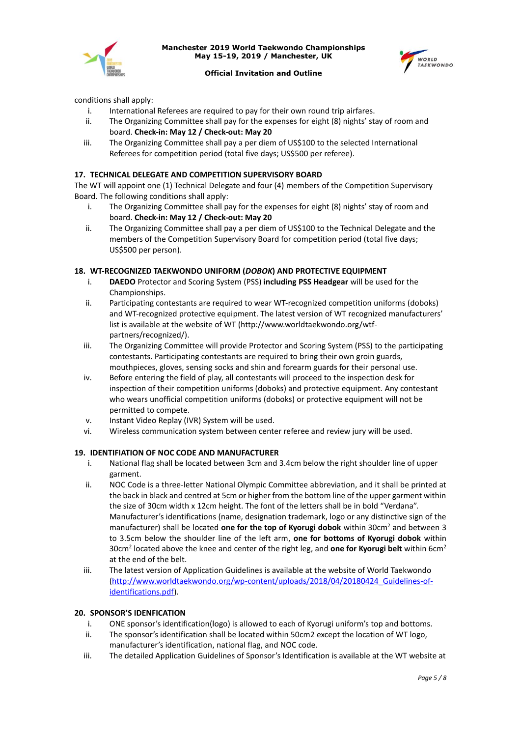conditions shall apply:

i. International Referees are required to pay for their own round trip airfares.
ii. The Organizing Committee shall pay for the expenses for eight (8) nights' stay of room and board. **Check-in: May 12 / Check-out: May 20**
iii. The Organizing Committee shall pay a per diem of US$100 to the selected International Referees for competition period (total five days; US$500 per referee).

### 17. TECHNICAL DELEGATE AND COMPETITION SUPERVISORY BOARD

The WT will appoint one (1) Technical Delegate and four (4) members of the Competition Supervisory Board. The following conditions shall apply:

i. The Organizing Committee shall pay for the expenses for eight (8) nights' stay of room and board. **Check-in: May 12 / Check-out: May 20**
ii. The Organizing Committee shall pay a per diem of US$100 to the Technical Delegate and the members of the Competition Supervisory Board for competition period (total five days; US$500 per person).

### 18. WT-RECOGNIZED TAEKWONDO UNIFORM (*DOBOK*) AND PROTECTIVE EQUIPMENT

i. **DAEDO** Protector and Scoring System (PSS) **including PSS Headgear** will be used for the Championships.
ii. Participating contestants are required to wear WT-recognized competition uniforms (doboks) and WT-recognized protective equipment. The latest version of WT recognized manufacturers' list is available at the website of WT (http://www.worldtaekwondo.org/wtf-partners/recognized/).
iii. The Organizing Committee will provide Protector and Scoring System (PSS) to the participating contestants. Participating contestants are required to bring their own groin guards, mouthpieces, gloves, sensing socks and shin and forearm guards for their personal use.
iv. Before entering the field of play, all contestants will proceed to the inspection desk for inspection of their competition uniforms (doboks) and protective equipment. Any contestant who wears unofficial competition uniforms (doboks) or protective equipment will not be permitted to compete.
v. Instant Video Replay (IVR) System will be used.
vi. Wireless communication system between center referee and review jury will be used.

### 19. IDENTIFIATION OF NOC CODE AND MANUFACTURER

i. National flag shall be located between 3cm and 3.4cm below the right shoulder line of upper garment.
ii. NOC Code is a three-letter National Olympic Committee abbreviation, and it shall be printed at the back in black and centred at 5cm or higher from the bottom line of the upper garment within the size of 30cm width x 12cm height. The font of the letters shall be in bold "Verdana". Manufacturer's identifications (name, designation trademark, logo or any distinctive sign of the manufacturer) shall be located **one for the top of Kyorugi dobok** within 30cm$^2$ and between 3 to 3.5cm below the shoulder line of the left arm, **one for bottoms of Kyorugi dobok** within 30cm$^2$ located above the knee and center of the right leg, and **one for Kyorugi belt** within 6cm$^2$ at the end of the belt.
iii. The latest version of Application Guidelines is available at the website of World Taekwondo (http://www.worldtaekwondo.org/wp-content/uploads/2018/04/20180424_Guidelines-of-identifications.pdf).

### 20. SPONSOR'S IDENFICATION

i. ONE sponsor's identification(logo) is allowed to each of Kyorugi uniform's top and bottoms.
ii. The sponsor's identification shall be located within 50cm2 except the location of WT logo, manufacturer's identification, national flag, and NOC code.
iii. The detailed Application Guidelines of Sponsor's Identification is available at the WT website at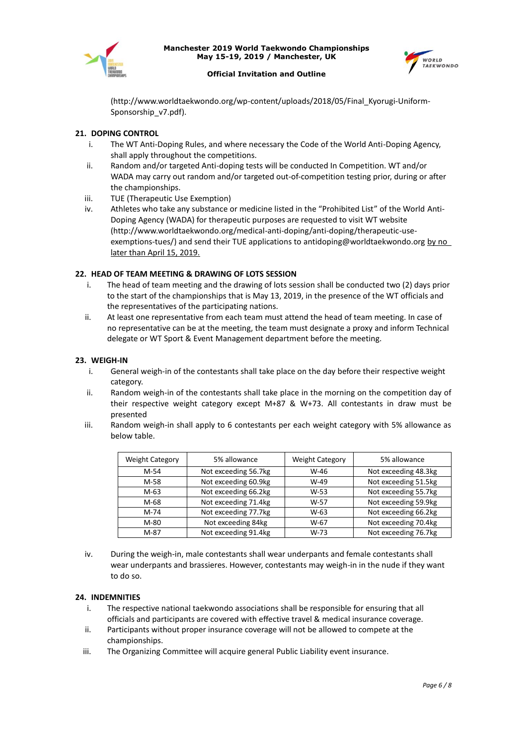(http://www.worldtaekwondo.org/wp-content/uploads/2018/05/Final_Kyorugi-Uniform-Sponsorship_v7.pdf).

## 21. DOPING CONTROL

i. The WT Anti-Doping Rules, and where necessary the Code of the World Anti-Doping Agency, shall apply throughout the competitions.

ii. Random and/or targeted Anti-doping tests will be conducted In Competition. WT and/or WADA may carry out random and/or targeted out-of-competition testing prior, during or after the championships.

iii. TUE (Therapeutic Use Exemption)

iv. Athletes who take any substance or medicine listed in the "Prohibited List" of the World Anti-Doping Agency (WADA) for therapeutic purposes are requested to visit WT website (http://www.worldtaekwondo.org/medical-anti-doping/anti-doping/therapeutic-use-exemptions-tues/) and send their TUE applications to antidoping@worldtaekwondo.org by no later than April 15, 2019.

## 22. HEAD OF TEAM MEETING & DRAWING OF LOTS SESSION

i. The head of team meeting and the drawing of lots session shall be conducted two (2) days prior to the start of the championships that is May 13, 2019, in the presence of the WT officials and the representatives of the participating nations.

ii. At least one representative from each team must attend the head of team meeting. In case of no representative can be at the meeting, the team must designate a proxy and inform Technical delegate or WT Sport & Event Management department before the meeting.

## 23. WEIGH-IN

i. General weigh-in of the contestants shall take place on the day before their respective weight category.

ii. Random weigh-in of the contestants shall take place in the morning on the competition day of their respective weight category except M+87 & W+73. All contestants in draw must be presented

iii. Random weigh-in shall apply to 6 contestants per each weight category with 5% allowance as below table.

| Weight Category | 5% allowance | Weight Category | 5% allowance |
|---|---|---|---|
| M-54 | Not exceeding 56.7kg | W-46 | Not exceeding 48.3kg |
| M-58 | Not exceeding 60.9kg | W-49 | Not exceeding 51.5kg |
| M-63 | Not exceeding 66.2kg | W-53 | Not exceeding 55.7kg |
| M-68 | Not exceeding 71.4kg | W-57 | Not exceeding 59.9kg |
| M-74 | Not exceeding 77.7kg | W-63 | Not exceeding 66.2kg |
| M-80 | Not exceeding 84kg | W-67 | Not exceeding 70.4kg |
| M-87 | Not exceeding 91.4kg | W-73 | Not exceeding 76.7kg |

iv. During the weigh-in, male contestants shall wear underpants and female contestants shall wear underpants and brassieres. However, contestants may weigh-in in the nude if they want to do so.

## 24. INDEMNITIES

i. The respective national taekwondo associations shall be responsible for ensuring that all officials and participants are covered with effective travel & medical insurance coverage.

ii. Participants without proper insurance coverage will not be allowed to compete at the championships.

iii. The Organizing Committee will acquire general Public Liability event insurance.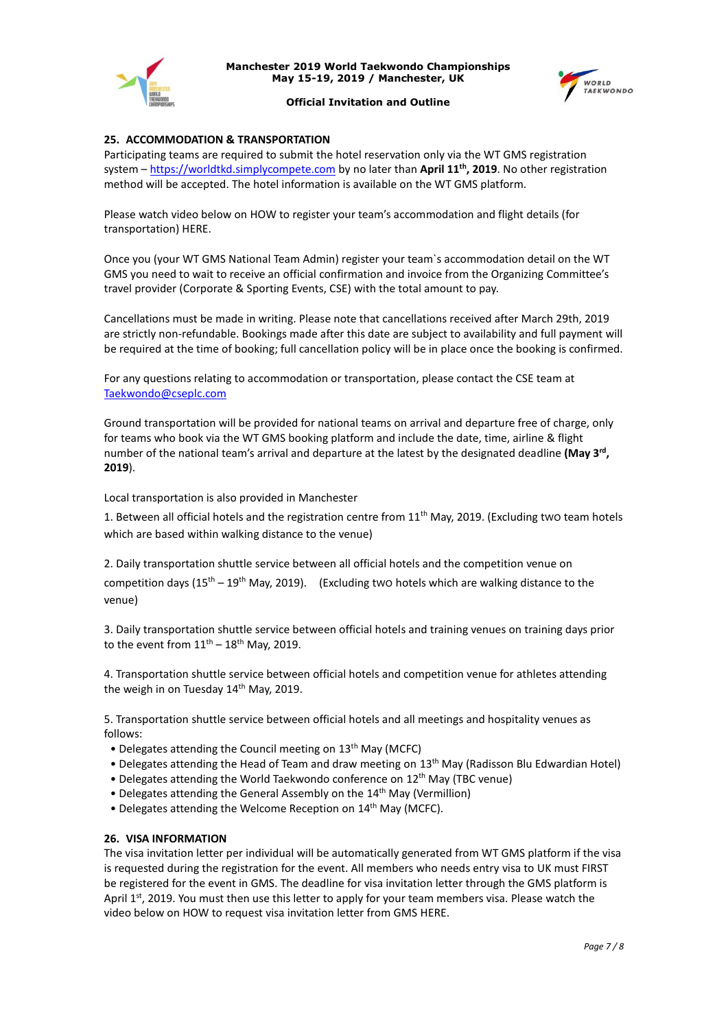## 25. ACCOMMODATION & TRANSPORTATION

Participating teams are required to submit the hotel reservation only via the WT GMS registration system – https://worldtkd.simplycompete.com by no later than **April 11th, 2019**. No other registration method will be accepted. The hotel information is available on the WT GMS platform.

Please watch video below on HOW to register your team's accommodation and flight details (for transportation) HERE.

Once you (your WT GMS National Team Admin) register your team`s accommodation detail on the WT GMS you need to wait to receive an official confirmation and invoice from the Organizing Committee's travel provider (Corporate & Sporting Events, CSE) with the total amount to pay.

Cancellations must be made in writing. Please note that cancellations received after March 29th, 2019 are strictly non-refundable. Bookings made after this date are subject to availability and full payment will be required at the time of booking; full cancellation policy will be in place once the booking is confirmed.

For any questions relating to accommodation or transportation, please contact the CSE team at Taekwondo@cseplc.com

Ground transportation will be provided for national teams on arrival and departure free of charge, only for teams who book via the WT GMS booking platform and include the date, time, airline & flight number of the national team's arrival and departure at the latest by the designated deadline **(May 3rd, 2019**).

Local transportation is also provided in Manchester

1. Between all official hotels and the registration centre from 11th May, 2019. (Excluding two team hotels which are based within walking distance to the venue)

2. Daily transportation shuttle service between all official hotels and the competition venue on competition days (15th – 19th May, 2019). (Excluding two hotels which are walking distance to the venue)

3. Daily transportation shuttle service between official hotels and training venues on training days prior to the event from 11th – 18th May, 2019.

4. Transportation shuttle service between official hotels and competition venue for athletes attending the weigh in on Tuesday 14th May, 2019.

5. Transportation shuttle service between official hotels and all meetings and hospitality venues as follows:

- Delegates attending the Council meeting on 13th May (MCFC)
- Delegates attending the Head of Team and draw meeting on 13th May (Radisson Blu Edwardian Hotel)
- Delegates attending the World Taekwondo conference on 12th May (TBC venue)
- Delegates attending the General Assembly on the 14th May (Vermillion)
- Delegates attending the Welcome Reception on 14th May (MCFC).

## 26. VISA INFORMATION

The visa invitation letter per individual will be automatically generated from WT GMS platform if the visa is requested during the registration for the event. All members who needs entry visa to UK must FIRST be registered for the event in GMS. The deadline for visa invitation letter through the GMS platform is April 1st, 2019. You must then use this letter to apply for your team members visa. Please watch the video below on HOW to request visa invitation letter from GMS HERE.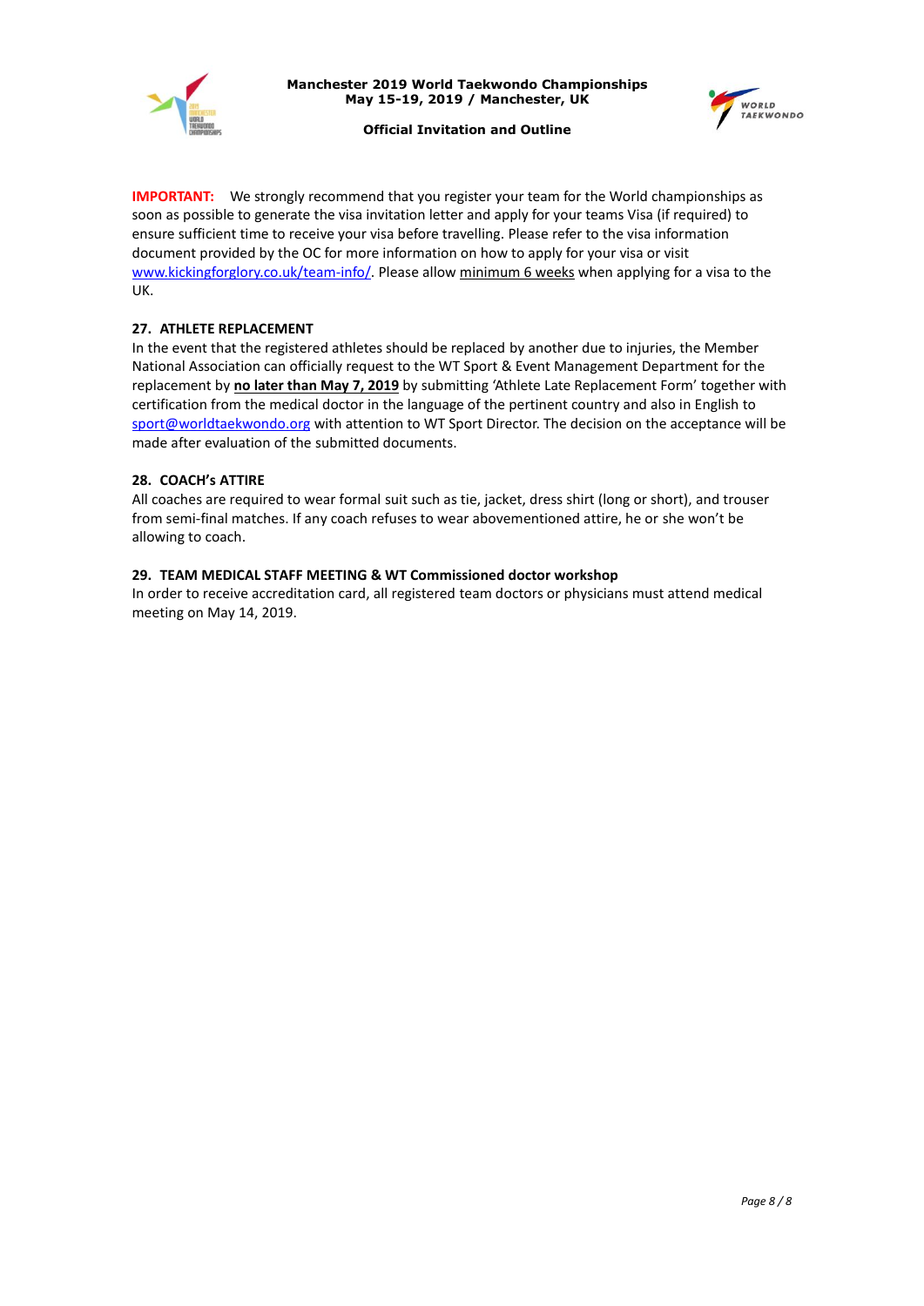**IMPORTANT:** We strongly recommend that you register your team for the World championships as soon as possible to generate the visa invitation letter and apply for your teams Visa (if required) to ensure sufficient time to receive your visa before travelling. Please refer to the visa information document provided by the OC for more information on how to apply for your visa or visit www.kickingforglory.co.uk/team-info/. Please allow minimum 6 weeks when applying for a visa to the UK.

### 27. ATHLETE REPLACEMENT

In the event that the registered athletes should be replaced by another due to injuries, the Member National Association can officially request to the WT Sport & Event Management Department for the replacement by **no later than May 7, 2019** by submitting 'Athlete Late Replacement Form' together with certification from the medical doctor in the language of the pertinent country and also in English to sport@worldtaekwondo.org with attention to WT Sport Director. The decision on the acceptance will be made after evaluation of the submitted documents.

### 28. COACH's ATTIRE

All coaches are required to wear formal suit such as tie, jacket, dress shirt (long or short), and trouser from semi-final matches. If any coach refuses to wear abovementioned attire, he or she won't be allowing to coach.

### 29. TEAM MEDICAL STAFF MEETING & WT Commissioned doctor workshop

In order to receive accreditation card, all registered team doctors or physicians must attend medical meeting on May 14, 2019.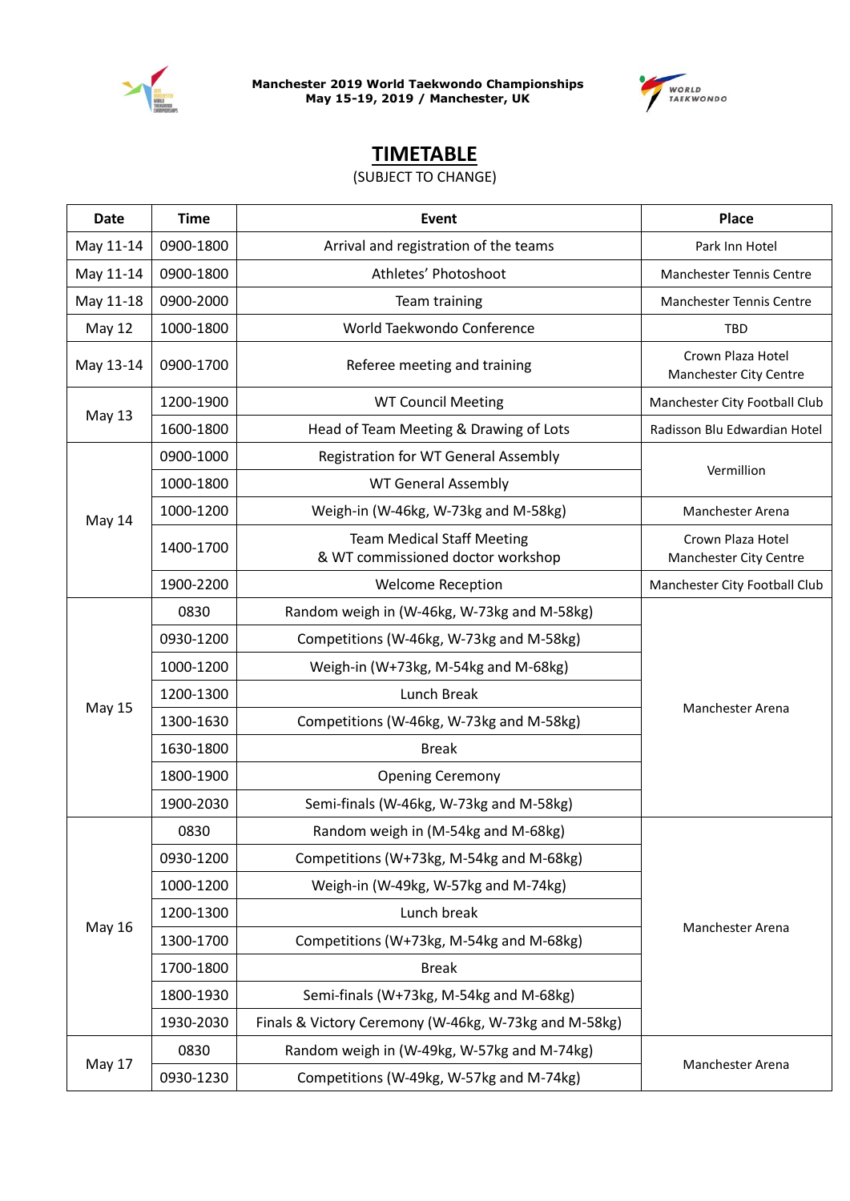**Manchester 2019 World Taekwondo Championships**
**May 15-19, 2019 / Manchester, UK**

# TIMETABLE

(SUBJECT TO CHANGE)

| Date | Time | Event | Place |
|---|---|---|---|
| May 11-14 | 0900-1800 | Arrival and registration of the teams | Park Inn Hotel |
| May 11-14 | 0900-1800 | Athletes' Photoshoot | Manchester Tennis Centre |
| May 11-18 | 0900-2000 | Team training | Manchester Tennis Centre |
| May 12 | 1000-1800 | World Taekwondo Conference | TBD |
| May 13-14 | 0900-1700 | Referee meeting and training | Crown Plaza Hotel Manchester City Centre |
| May 13 | 1200-1900 | WT Council Meeting | Manchester City Football Club |
| | 1600-1800 | Head of Team Meeting & Drawing of Lots | Radisson Blu Edwardian Hotel |
| May 14 | 0900-1000 | Registration for WT General Assembly | Vermillion |
| | 1000-1800 | WT General Assembly | |
| | 1000-1200 | Weigh-in (W-46kg, W-73kg and M-58kg) | Manchester Arena |
| | 1400-1700 | Team Medical Staff Meeting & WT commissioned doctor workshop | Crown Plaza Hotel Manchester City Centre |
| | 1900-2200 | Welcome Reception | Manchester City Football Club |
| May 15 | 0830 | Random weigh in (W-46kg, W-73kg and M-58kg) | Manchester Arena |
| | 0930-1200 | Competitions (W-46kg, W-73kg and M-58kg) | |
| | 1000-1200 | Weigh-in (W+73kg, M-54kg and M-68kg) | |
| | 1200-1300 | Lunch Break | |
| | 1300-1630 | Competitions (W-46kg, W-73kg and M-58kg) | |
| | 1630-1800 | Break | |
| | 1800-1900 | Opening Ceremony | |
| | 1900-2030 | Semi-finals (W-46kg, W-73kg and M-58kg) | |
| May 16 | 0830 | Random weigh in (M-54kg and M-68kg) | Manchester Arena |
| | 0930-1200 | Competitions (W+73kg, M-54kg and M-68kg) | |
| | 1000-1200 | Weigh-in (W-49kg, W-57kg and M-74kg) | |
| | 1200-1300 | Lunch break | |
| | 1300-1700 | Competitions (W+73kg, M-54kg and M-68kg) | |
| | 1700-1800 | Break | |
| | 1800-1930 | Semi-finals (W+73kg, M-54kg and M-68kg) | |
| | 1930-2030 | Finals & Victory Ceremony (W-46kg, W-73kg and M-58kg) | |
| May 17 | 0830 | Random weigh in (W-49kg, W-57kg and M-74kg) | Manchester Arena |
| | 0930-1230 | Competitions (W-49kg, W-57kg and M-74kg) | |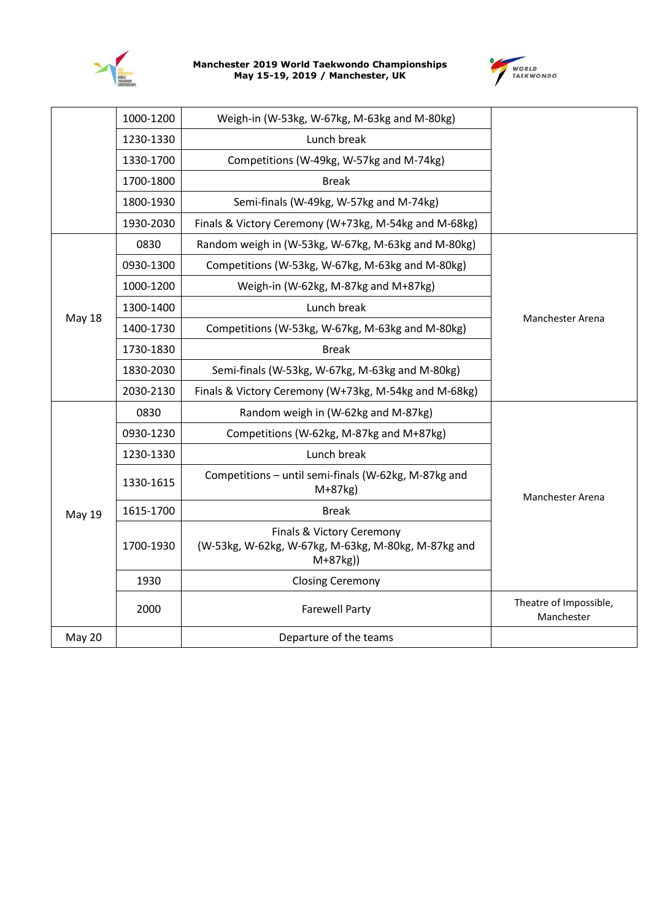| | | | |
|---|---|---|---|
| | 1000-1200 | Weigh-in (W-53kg, W-67kg, M-63kg and M-80kg) | |
| | 1230-1330 | Lunch break | |
| | 1330-1700 | Competitions (W-49kg, W-57kg and M-74kg) | |
| | 1700-1800 | Break | |
| | 1800-1930 | Semi-finals (W-49kg, W-57kg and M-74kg) | |
| | 1930-2030 | Finals & Victory Ceremony (W+73kg, M-54kg and M-68kg) | |
| May 18 | 0830 | Random weigh in (W-53kg, W-67kg, M-63kg and M-80kg) | Manchester Arena |
| | 0930-1300 | Competitions (W-53kg, W-67kg, M-63kg and M-80kg) | |
| | 1000-1200 | Weigh-in (W-62kg, M-87kg and M+87kg) | |
| | 1300-1400 | Lunch break | |
| | 1400-1730 | Competitions (W-53kg, W-67kg, M-63kg and M-80kg) | |
| | 1730-1830 | Break | |
| | 1830-2030 | Semi-finals (W-53kg, W-67kg, M-63kg and M-80kg) | |
| | 2030-2130 | Finals & Victory Ceremony (W+73kg, M-54kg and M-68kg) | |
| May 19 | 0830 | Random weigh in (W-62kg and M-87kg) | Manchester Arena |
| | 0930-1230 | Competitions (W-62kg, M-87kg and M+87kg) | |
| | 1230-1330 | Lunch break | |
| | 1330-1615 | Competitions – until semi-finals (W-62kg, M-87kg and M+87kg) | |
| | 1615-1700 | Break | |
| | 1700-1930 | Finals & Victory Ceremony (W-53kg, W-62kg, W-67kg, M-63kg, M-80kg, M-87kg and M+87kg)) | |
| | 1930 | Closing Ceremony | |
| | 2000 | Farewell Party | Theatre of Impossible, Manchester |
| May 20 | | Departure of the teams | |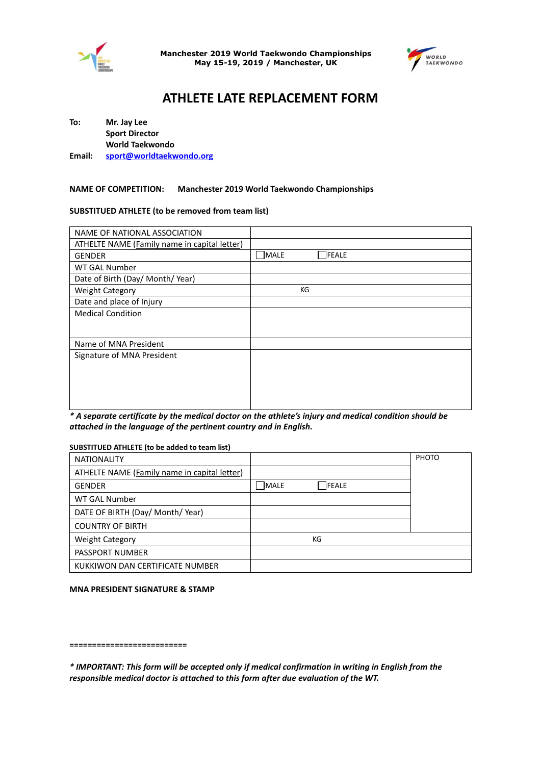Manchester 2019 World Taekwondo Championships
May 15-19, 2019 / Manchester, UK

# ATHLETE LATE REPLACEMENT FORM

**To:** **Mr. Jay Lee**
**Sport Director**
**World Taekwondo**
**Email:** **sport@worldtaekwondo.org**

**NAME OF COMPETITION:** **Manchester 2019 World Taekwondo Championships**

**SUBSTITUED ATHLETE (to be removed from team list)**

| | |
|---|---|
| NAME OF NATIONAL ASSOCIATION | |
| ATHELTE NAME (Family name in capital letter) | |
| GENDER | ☐MALE ☐FEALE |
| WT GAL Number | |
| Date of Birth (Day/ Month/ Year) | |
| Weight Category | KG |
| Date and place of Injury | |
| Medical Condition | |
| Name of MNA President | |
| Signature of MNA President | |

***\* A separate certificate by the medical doctor on the athlete's injury and medical condition should be attached in the language of the pertinent country and in English.***

**SUBSTITUED ATHLETE (to be added to team list)**

| | | |
|---|---|---|
| NATIONALITY | | PHOTO |
| ATHELTE NAME (Family name in capital letter) | | |
| GENDER | ☐MALE ☐FEALE | |
| WT GAL Number | | |
| DATE OF BIRTH (Day/ Month/ Year) | | |
| COUNTRY OF BIRTH | | |
| Weight Category | KG | |
| PASSPORT NUMBER | | |
| KUKKIWON DAN CERTIFICATE NUMBER | | |

**MNA PRESIDENT SIGNATURE & STAMP**

=========================

***\* IMPORTANT: This form will be accepted only if medical confirmation in writing in English from the responsible medical doctor is attached to this form after due evaluation of the WT.***